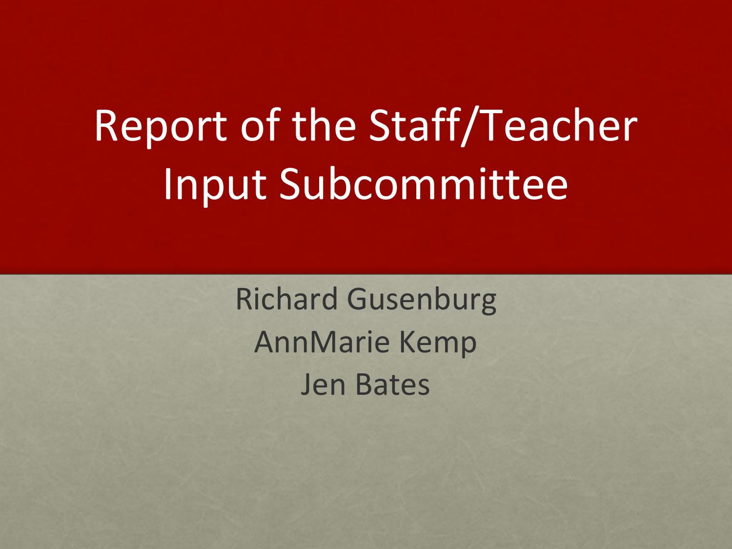# Report of the Staff/Teacher Input Subcommittee

Richard Gusenburg
AnnMarie Kemp
Jen Bates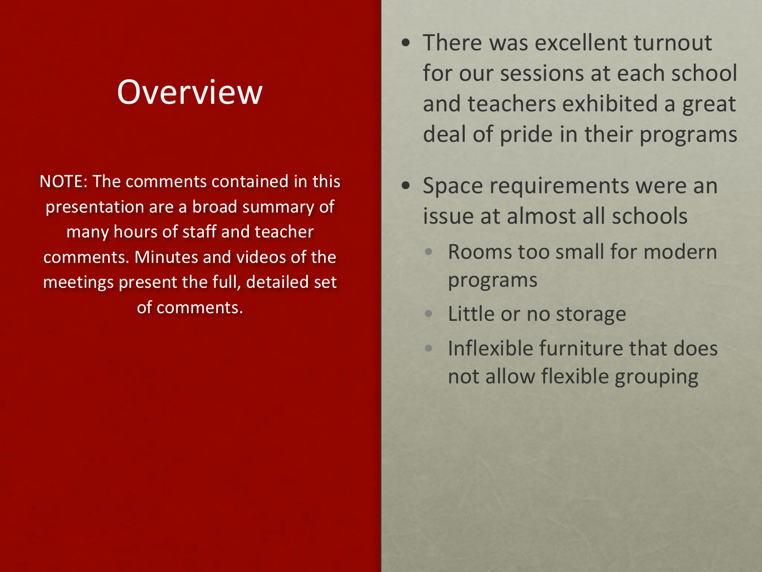# Overview

NOTE: The comments contained in this presentation are a broad summary of many hours of staff and teacher comments. Minutes and videos of the meetings present the full, detailed set of comments.

- There was excellent turnout for our sessions at each school and teachers exhibited a great deal of pride in their programs
- Space requirements were an issue at almost all schools
  - Rooms too small for modern programs
  - Little or no storage
  - Inflexible furniture that does not allow flexible grouping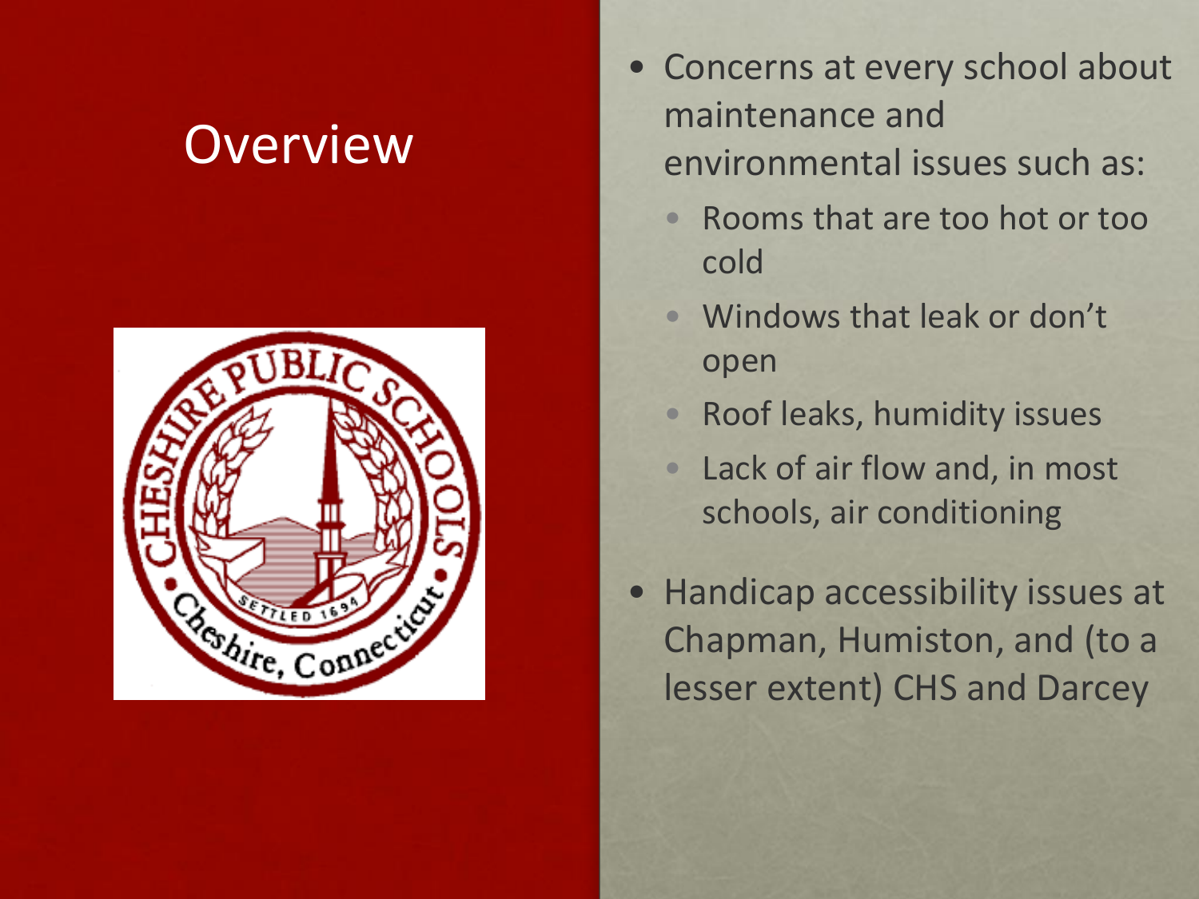# Overview

- Concerns at every school about maintenance and environmental issues such as:
  - Rooms that are too hot or too cold
  - Windows that leak or don't open
  - Roof leaks, humidity issues
  - Lack of air flow and, in most schools, air conditioning
- Handicap accessibility issues at Chapman, Humiston, and (to a lesser extent) CHS and Darcey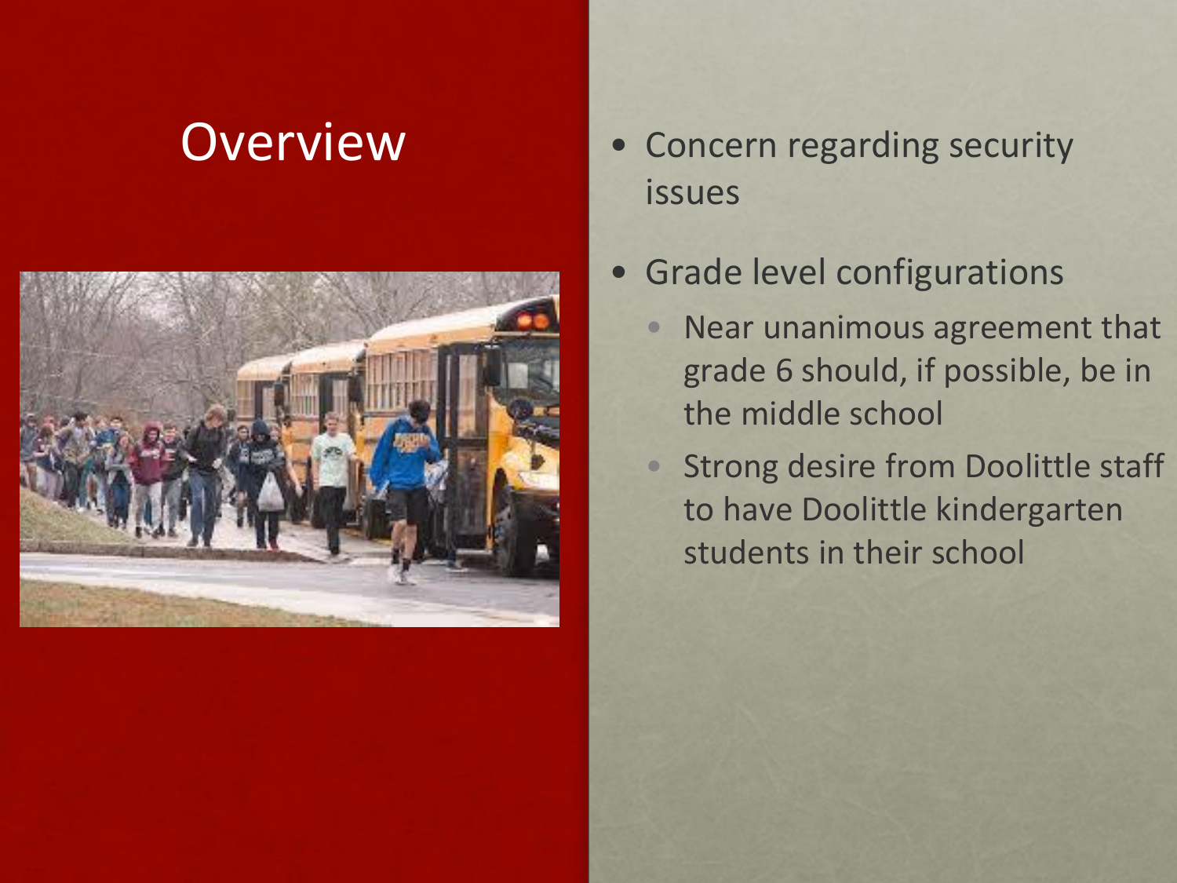# Overview

- Concern regarding security issues
- Grade level configurations
  - Near unanimous agreement that grade 6 should, if possible, be in the middle school
  - Strong desire from Doolittle staff to have Doolittle kindergarten students in their school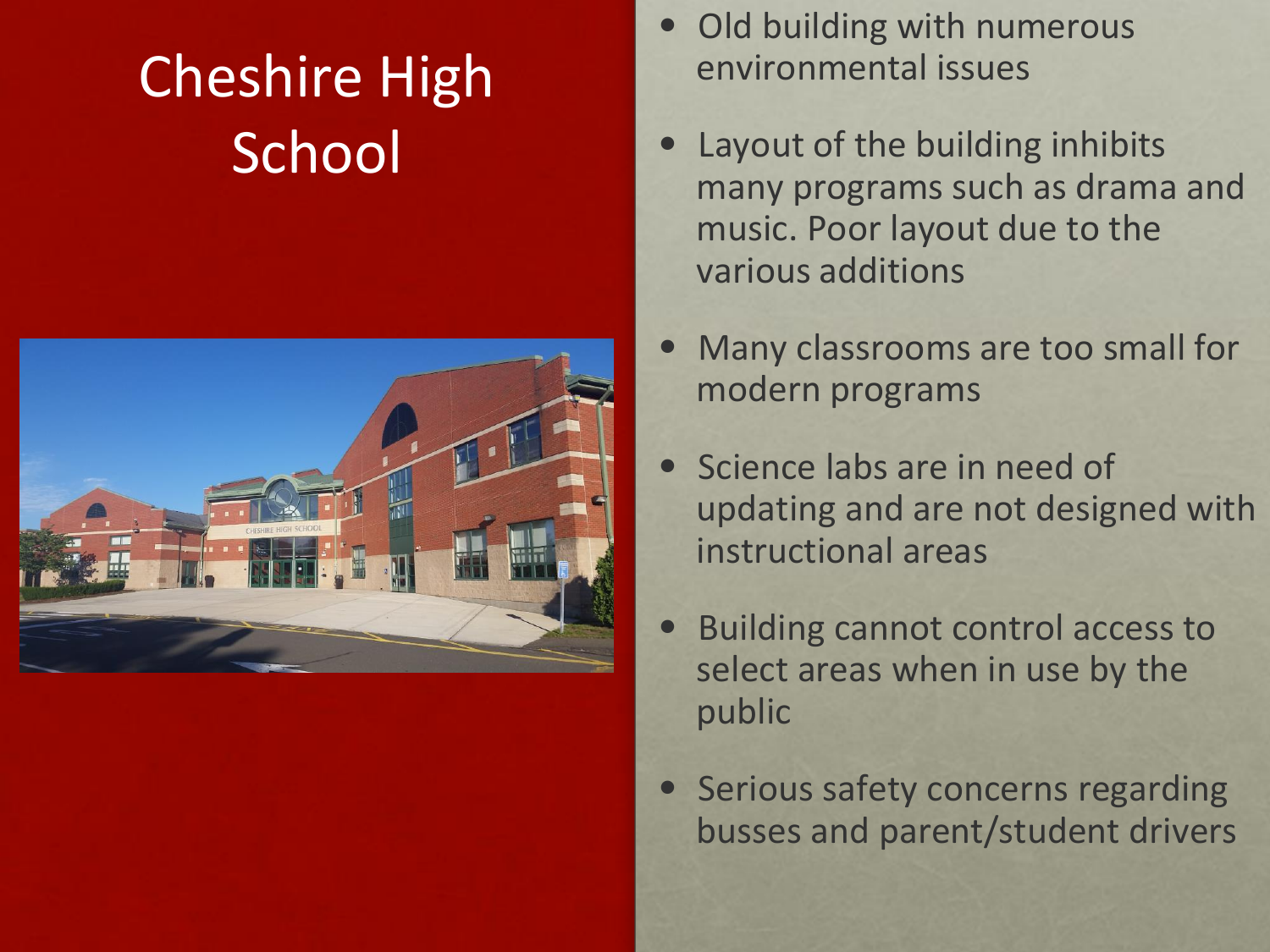# Cheshire High School

- Old building with numerous environmental issues
- Layout of the building inhibits many programs such as drama and music. Poor layout due to the various additions
- Many classrooms are too small for modern programs
- Science labs are in need of updating and are not designed with instructional areas
- Building cannot control access to select areas when in use by the public
- Serious safety concerns regarding busses and parent/student drivers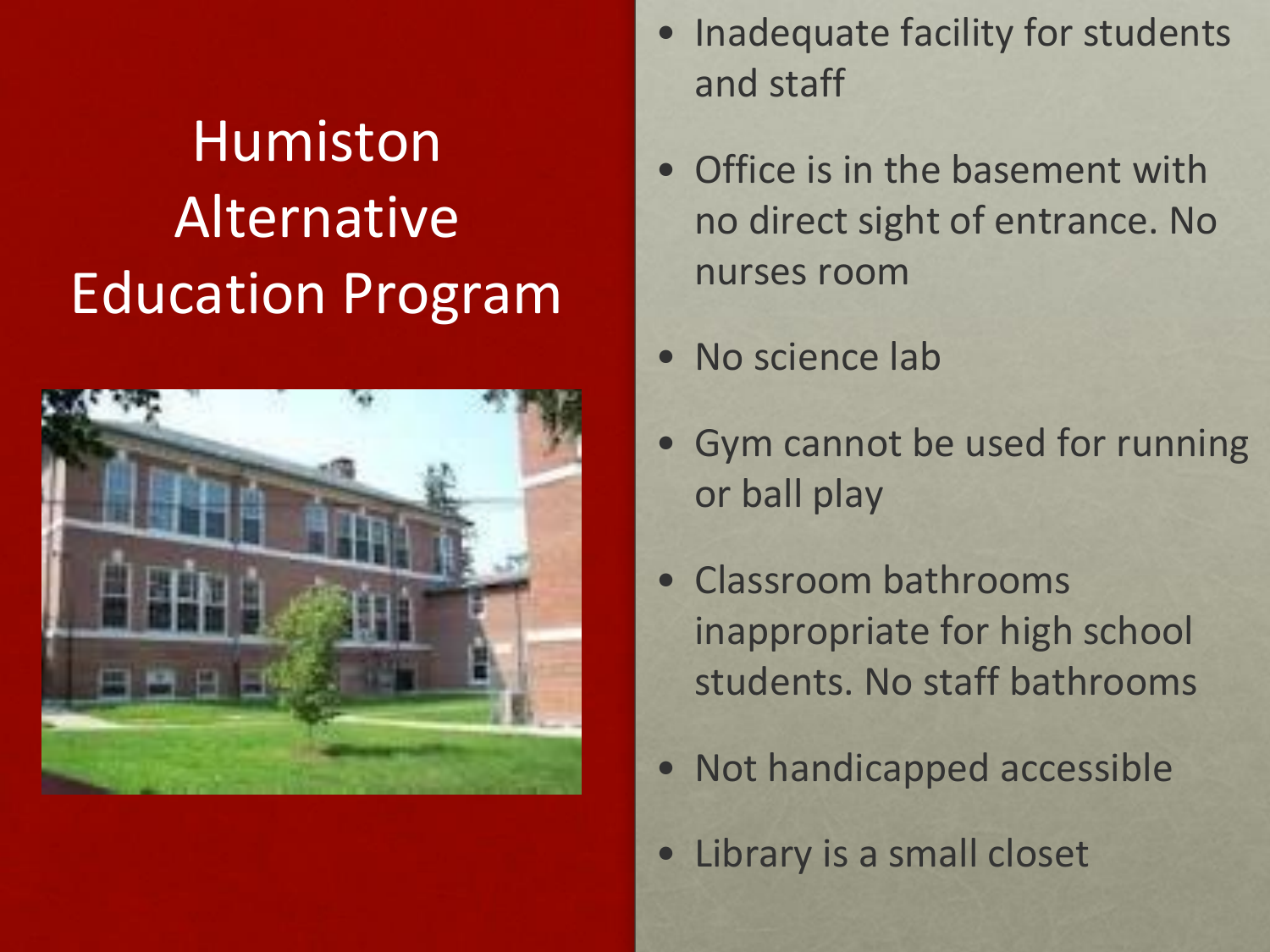# Humiston Alternative Education Program

- Inadequate facility for students and staff
- Office is in the basement with no direct sight of entrance. No nurses room
- No science lab
- Gym cannot be used for running or ball play
- Classroom bathrooms inappropriate for high school students. No staff bathrooms
- Not handicapped accessible
- Library is a small closet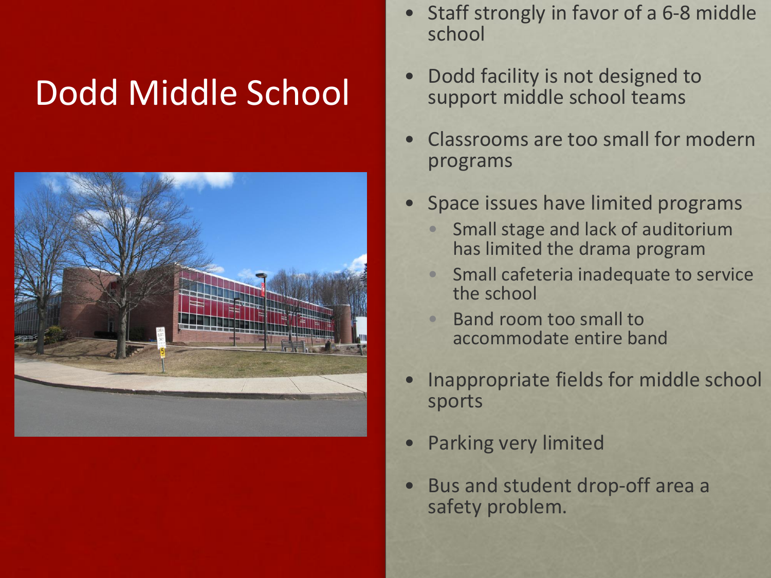# Dodd Middle School

- Staff strongly in favor of a 6-8 middle school
- Dodd facility is not designed to support middle school teams
- Classrooms are too small for modern programs
- Space issues have limited programs
  - Small stage and lack of auditorium has limited the drama program
  - Small cafeteria inadequate to service the school
  - Band room too small to accommodate entire band
- Inappropriate fields for middle school sports
- Parking very limited
- Bus and student drop-off area a safety problem.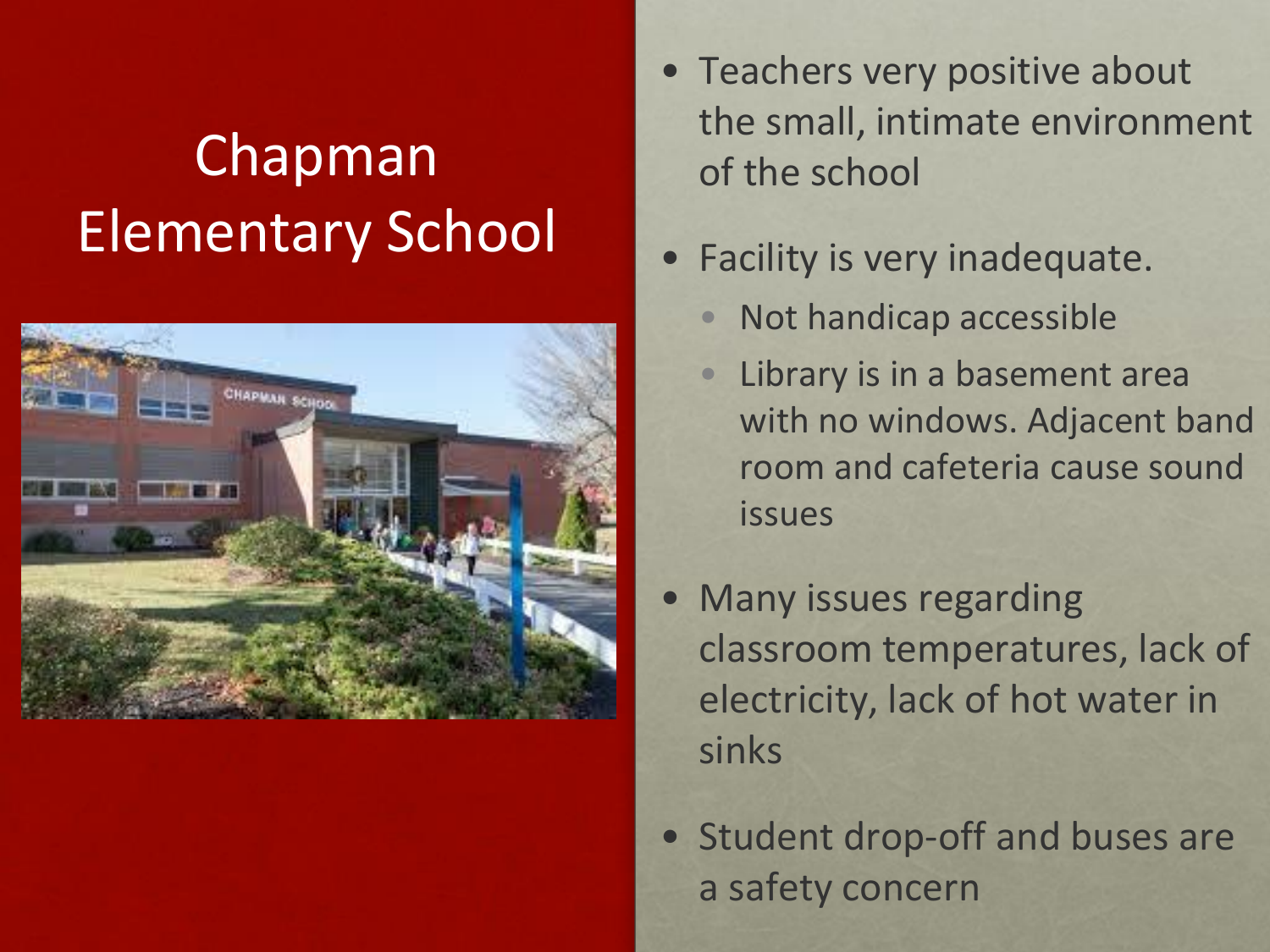# Chapman Elementary School

- Teachers very positive about the small, intimate environment of the school
- Facility is very inadequate.
  - Not handicap accessible
  - Library is in a basement area with no windows. Adjacent band room and cafeteria cause sound issues
- Many issues regarding classroom temperatures, lack of electricity, lack of hot water in sinks
- Student drop-off and buses are a safety concern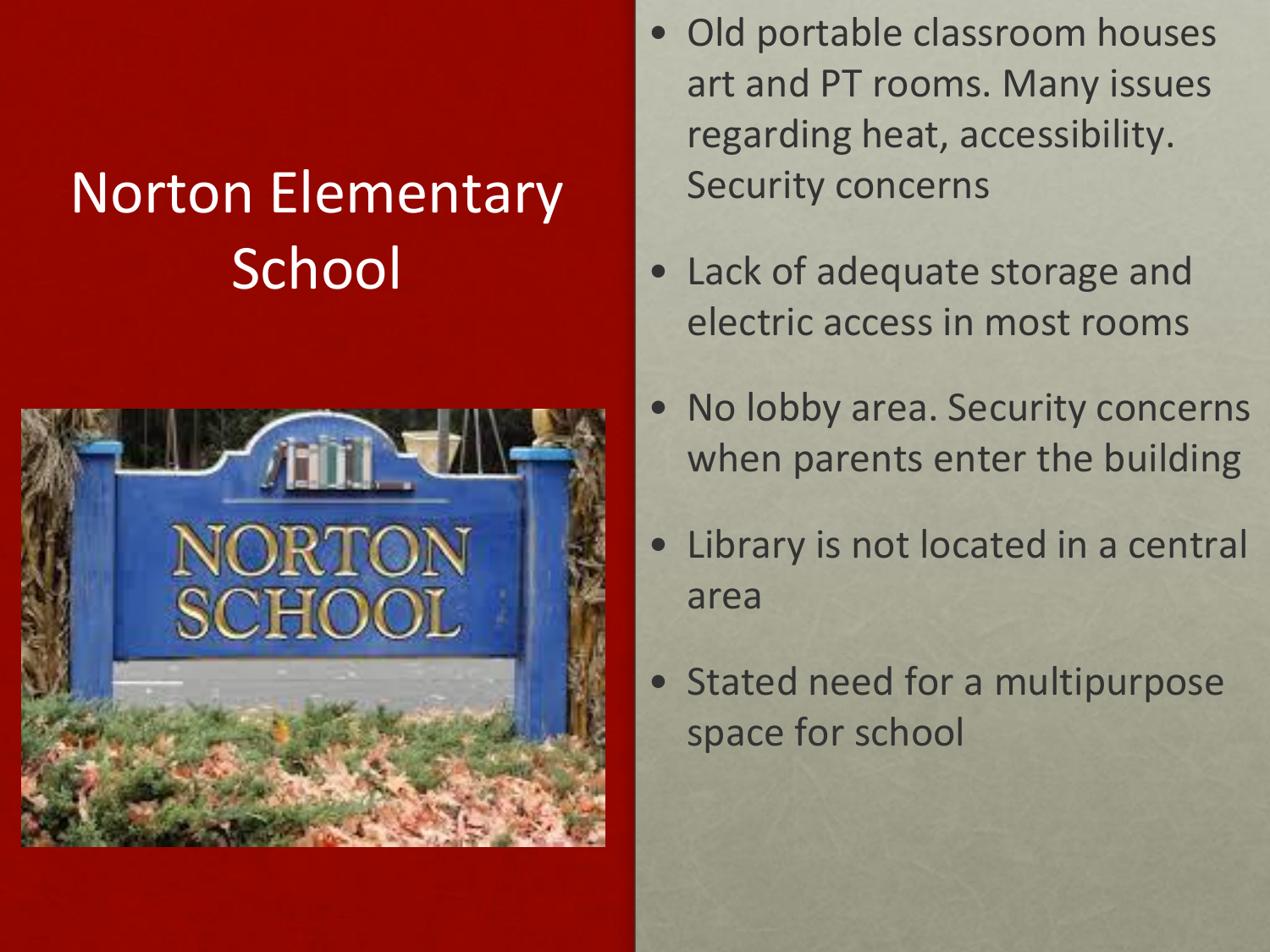# Norton Elementary School

- Old portable classroom houses art and PT rooms. Many issues regarding heat, accessibility. Security concerns
- Lack of adequate storage and electric access in most rooms
- No lobby area. Security concerns when parents enter the building
- Library is not located in a central area
- Stated need for a multipurpose space for school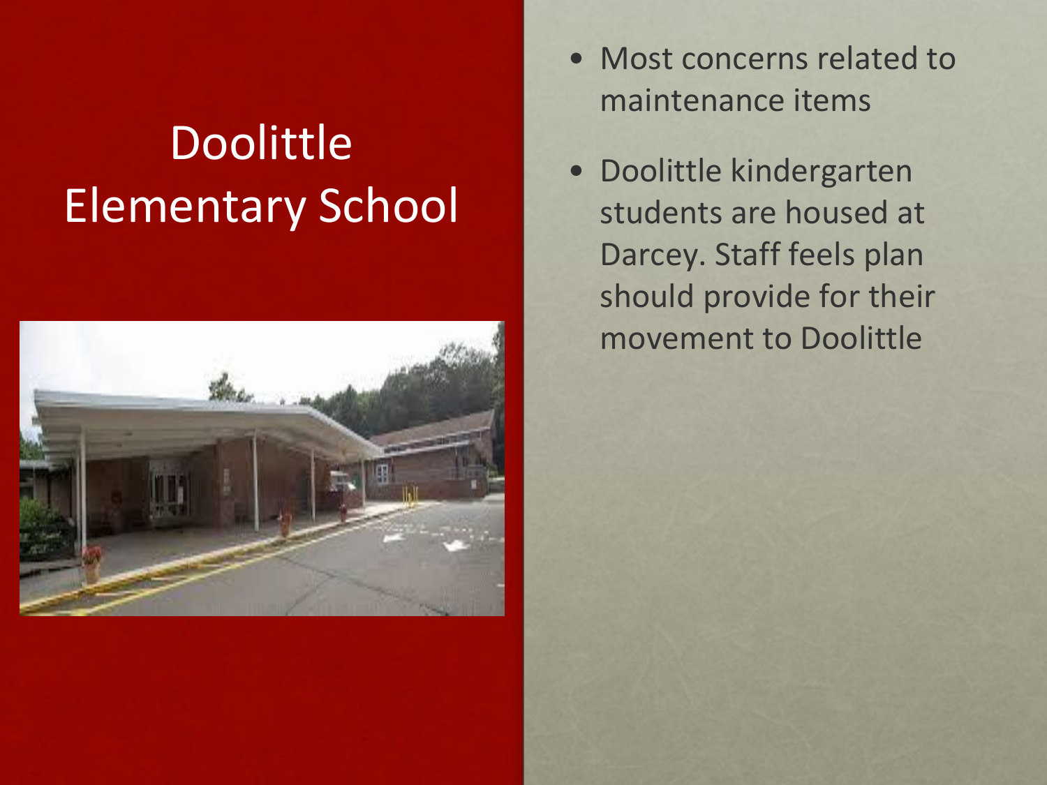# Doolittle Elementary School

- Most concerns related to maintenance items
- Doolittle kindergarten students are housed at Darcey. Staff feels plan should provide for their movement to Doolittle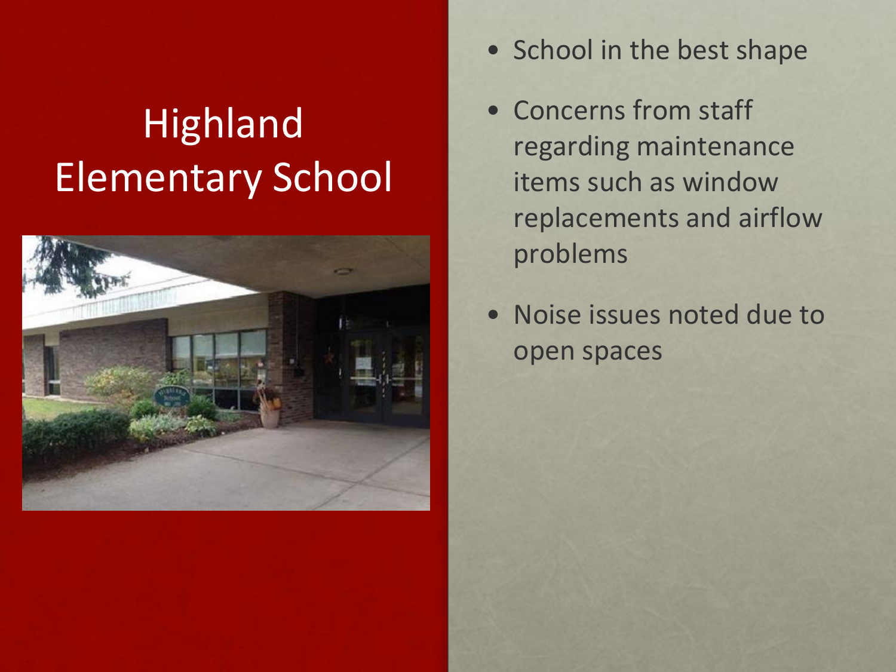# Highland Elementary School

- School in the best shape
- Concerns from staff regarding maintenance items such as window replacements and airflow problems
- Noise issues noted due to open spaces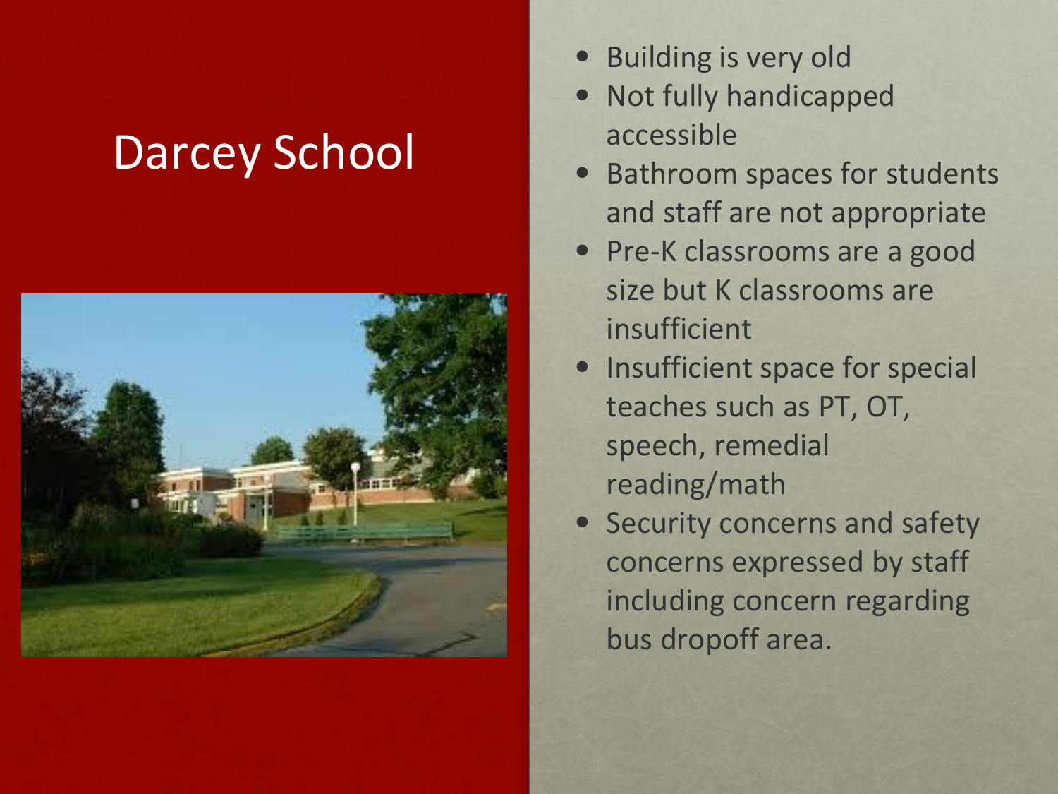# Darcey School

- Building is very old
- Not fully handicapped accessible
- Bathroom spaces for students and staff are not appropriate
- Pre-K classrooms are a good size but K classrooms are insufficient
- Insufficient space for special teaches such as PT, OT, speech, remedial reading/math
- Security concerns and safety concerns expressed by staff including concern regarding bus dropoff area.